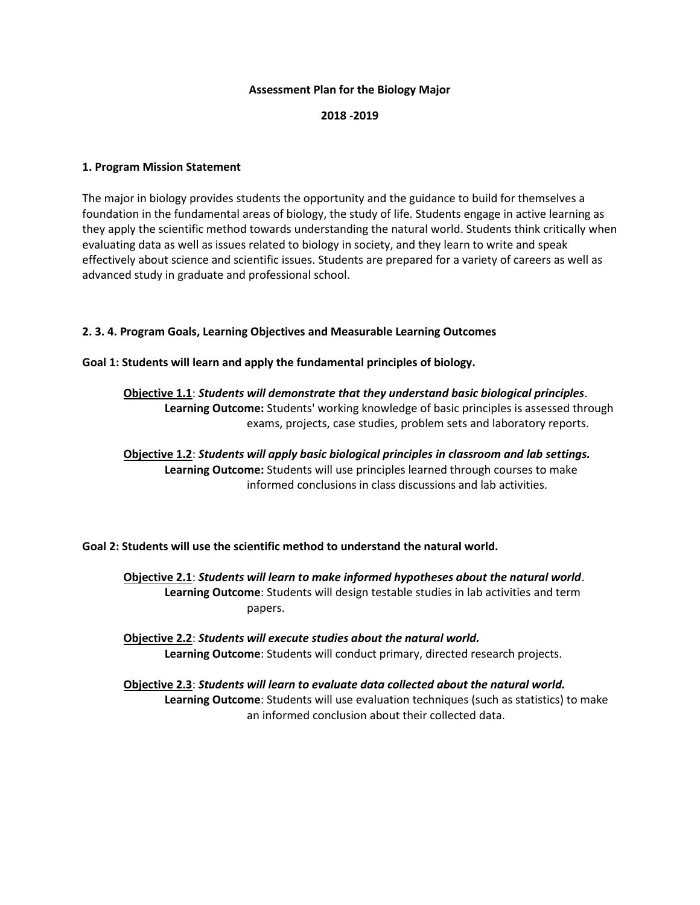# Assessment Plan for the Biology Major

**2018 -2019**

## 1. Program Mission Statement

The major in biology provides students the opportunity and the guidance to build for themselves a foundation in the fundamental areas of biology, the study of life. Students engage in active learning as they apply the scientific method towards understanding the natural world. Students think critically when evaluating data as well as issues related to biology in society, and they learn to write and speak effectively about science and scientific issues. Students are prepared for a variety of careers as well as advanced study in graduate and professional school.

## 2. 3. 4. Program Goals, Learning Objectives and Measurable Learning Outcomes

### Goal 1: Students will learn and apply the fundamental principles of biology.

**Objective 1.1**: ***Students will demonstrate that they understand basic biological principles***.
**Learning Outcome:** Students' working knowledge of basic principles is assessed through exams, projects, case studies, problem sets and laboratory reports.

**Objective 1.2**: ***Students will apply basic biological principles in classroom and lab settings.***
**Learning Outcome:** Students will use principles learned through courses to make informed conclusions in class discussions and lab activities.

### Goal 2: Students will use the scientific method to understand the natural world.

**Objective 2.1**: ***Students will learn to make informed hypotheses about the natural world***.
**Learning Outcome**: Students will design testable studies in lab activities and term papers.

**Objective 2.2**: ***Students will execute studies about the natural world.***
**Learning Outcome**: Students will conduct primary, directed research projects.

**Objective 2.3**: ***Students will learn to evaluate data collected about the natural world.***
**Learning Outcome**: Students will use evaluation techniques (such as statistics) to make an informed conclusion about their collected data.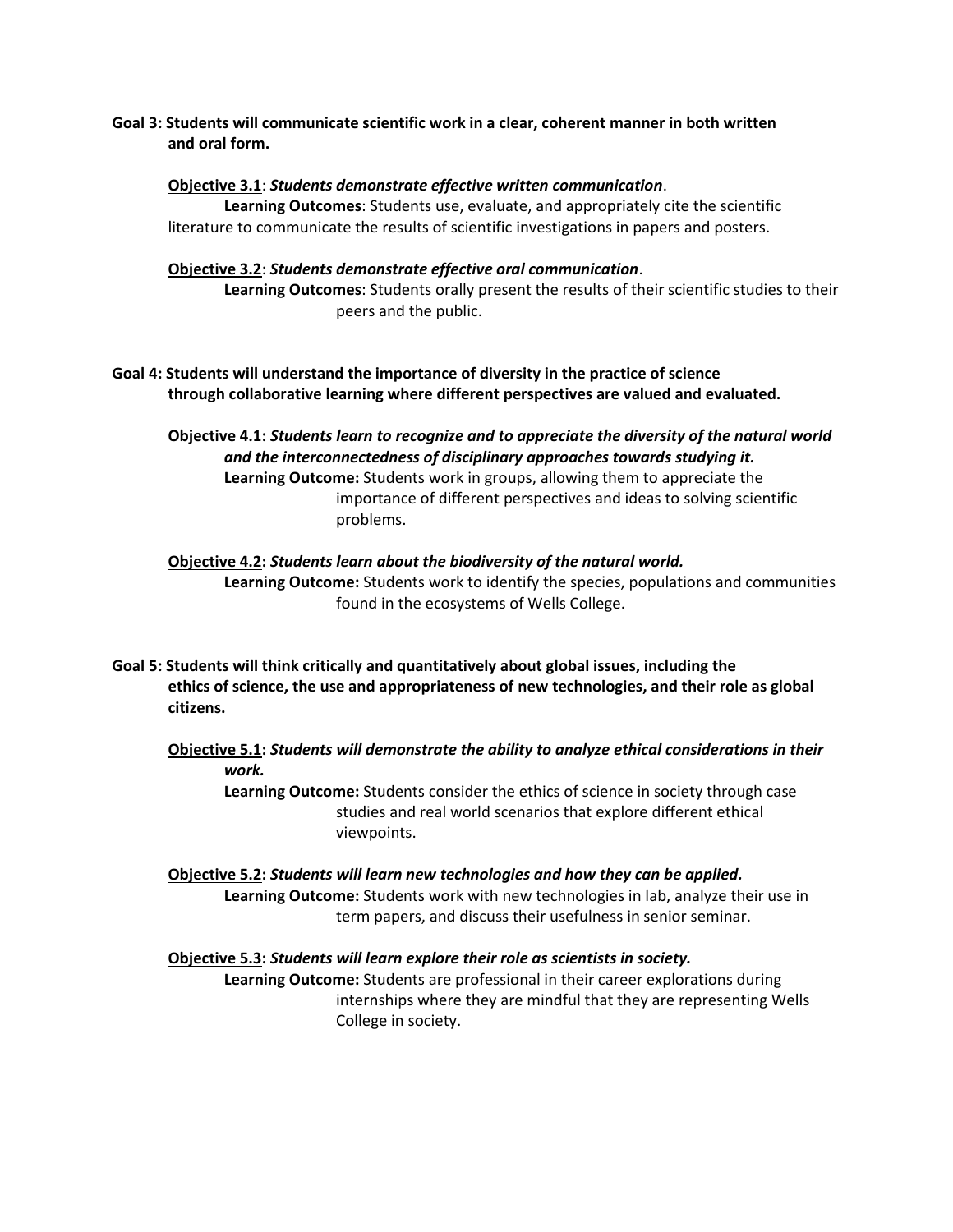**Goal 3: Students will communicate scientific work in a clear, coherent manner in both written and oral form.**

**Objective 3.1**: ***Students demonstrate effective written communication***.

**Learning Outcomes**: Students use, evaluate, and appropriately cite the scientific literature to communicate the results of scientific investigations in papers and posters.

**Objective 3.2**: ***Students demonstrate effective oral communication***.

**Learning Outcomes**: Students orally present the results of their scientific studies to their peers and the public.

**Goal 4: Students will understand the importance of diversity in the practice of science through collaborative learning where different perspectives are valued and evaluated.**

**Objective 4.1: *Students learn to recognize and to appreciate the diversity of the natural world and the interconnectedness of disciplinary approaches towards studying it.***

**Learning Outcome:** Students work in groups, allowing them to appreciate the importance of different perspectives and ideas to solving scientific problems.

**Objective 4.2: *Students learn about the biodiversity of the natural world.***

**Learning Outcome:** Students work to identify the species, populations and communities found in the ecosystems of Wells College.

**Goal 5: Students will think critically and quantitatively about global issues, including the ethics of science, the use and appropriateness of new technologies, and their role as global citizens.**

**Objective 5.1: *Students will demonstrate the ability to analyze ethical considerations in their work.***

**Learning Outcome:** Students consider the ethics of science in society through case studies and real world scenarios that explore different ethical viewpoints.

**Objective 5.2: *Students will learn new technologies and how they can be applied.***

**Learning Outcome:** Students work with new technologies in lab, analyze their use in term papers, and discuss their usefulness in senior seminar.

**Objective 5.3: *Students will learn explore their role as scientists in society.***

**Learning Outcome:** Students are professional in their career explorations during internships where they are mindful that they are representing Wells College in society.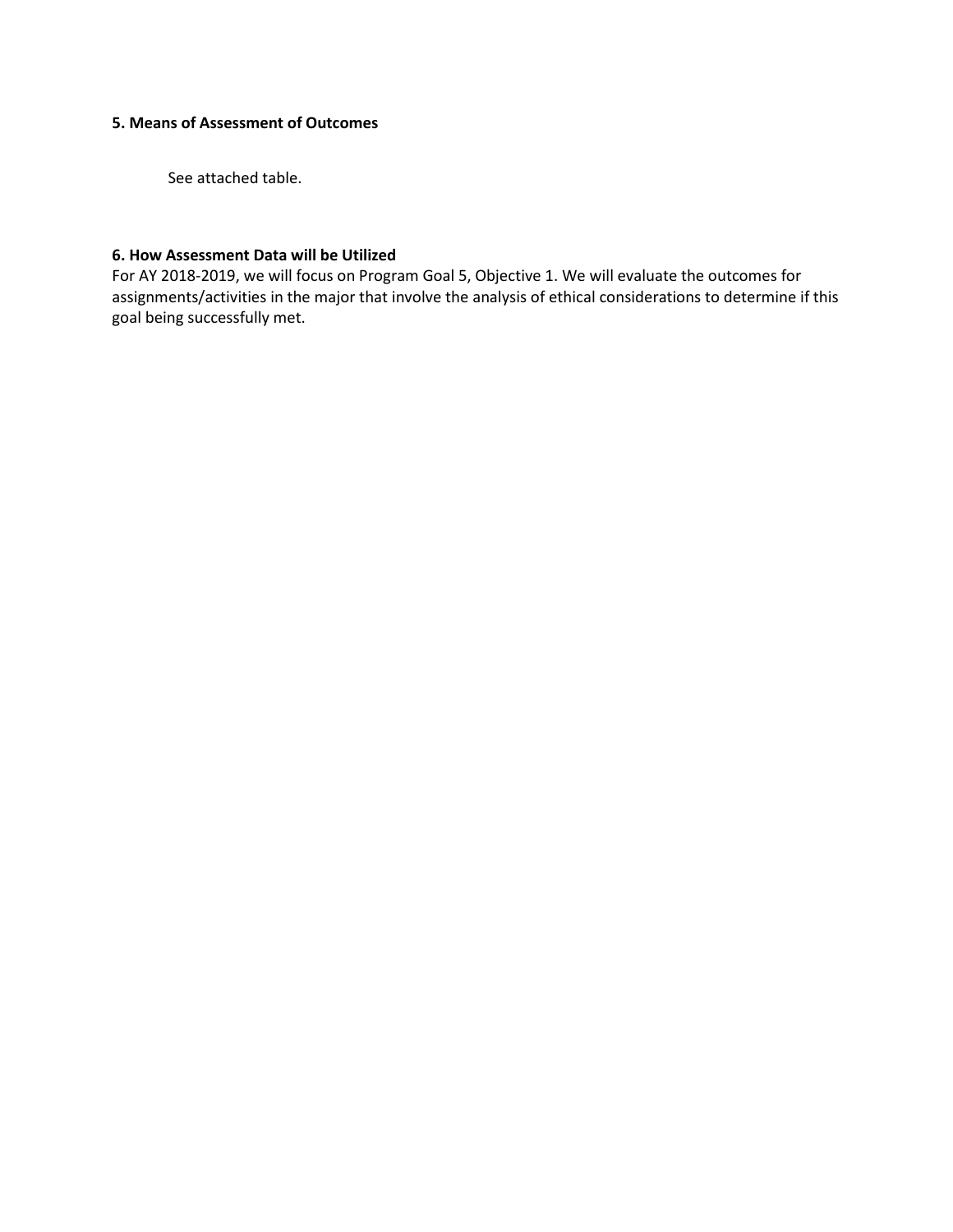**5. Means of Assessment of Outcomes**

See attached table.

**6. How Assessment Data will be Utilized**

For AY 2018-2019, we will focus on Program Goal 5, Objective 1. We will evaluate the outcomes for assignments/activities in the major that involve the analysis of ethical considerations to determine if this goal being successfully met.